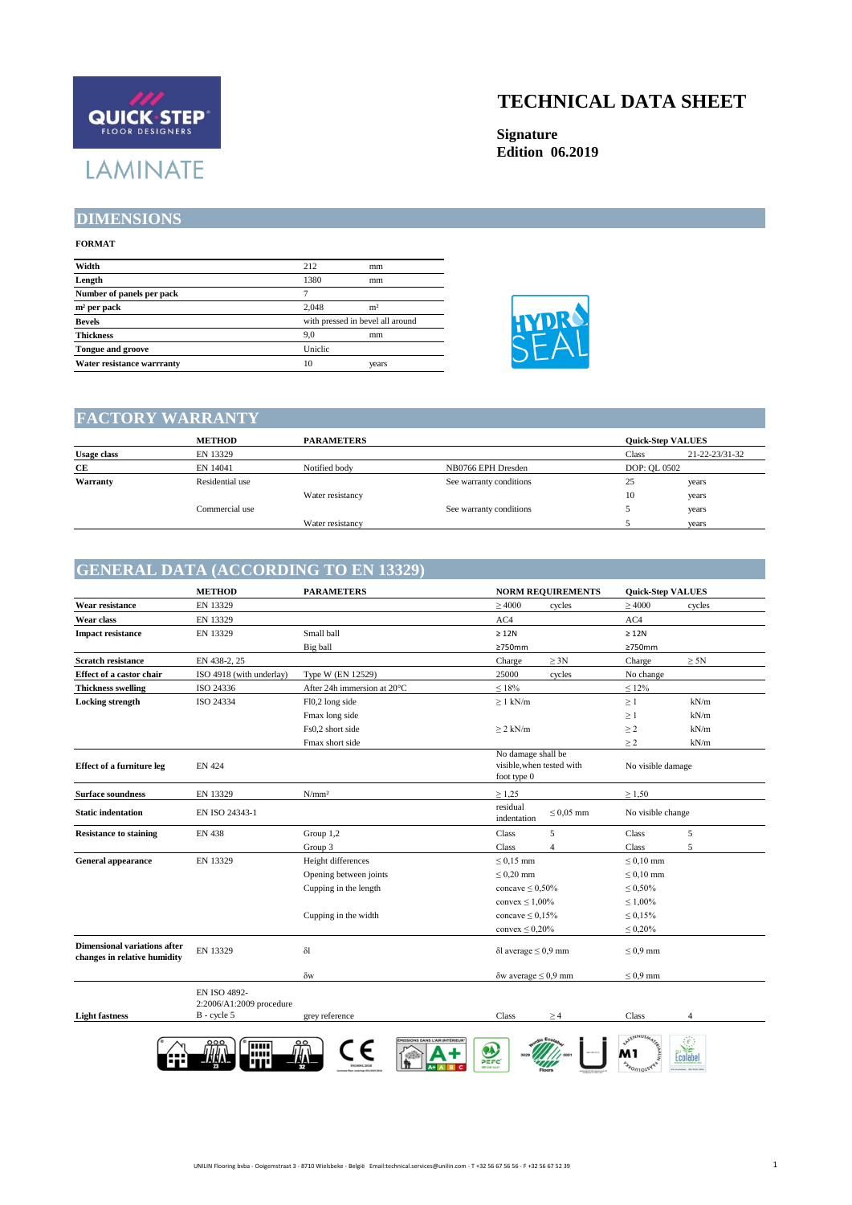# TECHNICAL DATA SHEET

**Signature**
**Edition 06.2019**

QUICK·STEP FLOOR DESIGNERS

LAMINATE

## DIMENSIONS

**FORMAT**

| | | |
|---|---|---|
| **Width** | 212 | mm |
| **Length** | 1380 | mm |
| **Number of panels per pack** | 7 | |
| **m² per pack** | 2,048 | m² |
| **Bevels** | with pressed in bevel all around | |
| **Thickness** | 9,0 | mm |
| **Tongue and groove** | Uniclic | |
| **Water resistance warrranty** | 10 | years |

HYDRO SEAL

## FACTORY WARRANTY

| | METHOD | PARAMETERS | | Quick-Step VALUES | |
|---|---|---|---|---|---|
| **Usage class** | EN 13329 | | | Class | 21-22-23/31-32 |
| **CE** | EN 14041 | Notified body | NB0766 EPH Dresden | DOP: QL 0502 | |
| **Warranty** | Residential use | | See warranty conditions | 25 | years |
| | | Water resistancy | | 10 | years |
| | Commercial use | | See warranty conditions | 5 | years |
| | | Water resistancy | | 5 | years |

## GENERAL DATA (ACCORDING TO EN 13329)

| | METHOD | PARAMETERS | NORM REQUIREMENTS | | Quick-Step VALUES | |
|---|---|---|---|---|---|---|
| **Wear resistance** | EN 13329 | | ≥ 4000 | cycles | ≥ 4000 | cycles |
| **Wear class** | EN 13329 | | AC4 | | AC4 | |
| **Impact resistance** | EN 13329 | Small ball | ≥ 12N | | ≥ 12N | |
| | | Big ball | ≥750mm | | ≥750mm | |
| **Scratch resistance** | EN 438-2, 25 | | Charge | ≥ 3N | Charge | ≥ 5N |
| **Effect of a castor chair** | ISO 4918 (with underlay) | Type W (EN 12529) | 25000 | cycles | No change | |
| **Thickness swelling** | ISO 24336 | After 24h immersion at 20°C | ≤ 18% | | ≤ 12% | |
| **Locking strength** | ISO 24334 | Fl0,2 long side | ≥ 1 kN/m | | ≥ 1 | kN/m |
| | | Fmax long side | | | ≥ 1 | kN/m |
| | | Fs0,2 short side | ≥ 2 kN/m | | ≥ 2 | kN/m |
| | | Fmax short side | | | ≥ 2 | kN/m |
| **Effect of a furniture leg** | EN 424 | | No damage shall be visible,when tested with foot type 0 | | No visible damage | |
| **Surface soundness** | EN 13329 | N/mm² | ≥ 1,25 | | ≥ 1,50 | |
| **Static indentation** | EN ISO 24343-1 | | residual indentation | ≤ 0,05 mm | No visible change | |
| **Resistance to staining** | EN 438 | Group 1,2 | Class | 5 | Class | 5 |
| | | Group 3 | Class | 4 | Class | 5 |
| **General appearance** | EN 13329 | Height differences | ≤ 0,15 mm | | ≤ 0,10 mm | |
| | | Opening between joints | ≤ 0,20 mm | | ≤ 0,10 mm | |
| | | Cupping in the length | concave ≤ 0,50% | | ≤ 0,50% | |
| | | | convex ≤ 1,00% | | ≤ 1,00% | |
| | | Cupping in the width | concave ≤ 0,15% | | ≤ 0,15% | |
| | | | convex ≤ 0,20% | | ≤ 0,20% | |
| **Dimensional variations after changes in relative humidity** | EN 13329 | δl | δl average ≤ 0,9 mm | | ≤ 0,9 mm | |
| | | δw | δw average ≤ 0,9 mm | | ≤ 0,9 mm | |
| **Light fastness** | EN ISO 4892-2:2006/A1:2009 procedure B - cycle 5 | grey reference | Class | ≥ 4 | Class | 4 |

UNILIN Flooring bvba - Ooigemstraat 3 - 8710 Wielsbeke - België Email:technical.services@unilin.com - T +32 56 67 56 56 - F +32 56 67 52 39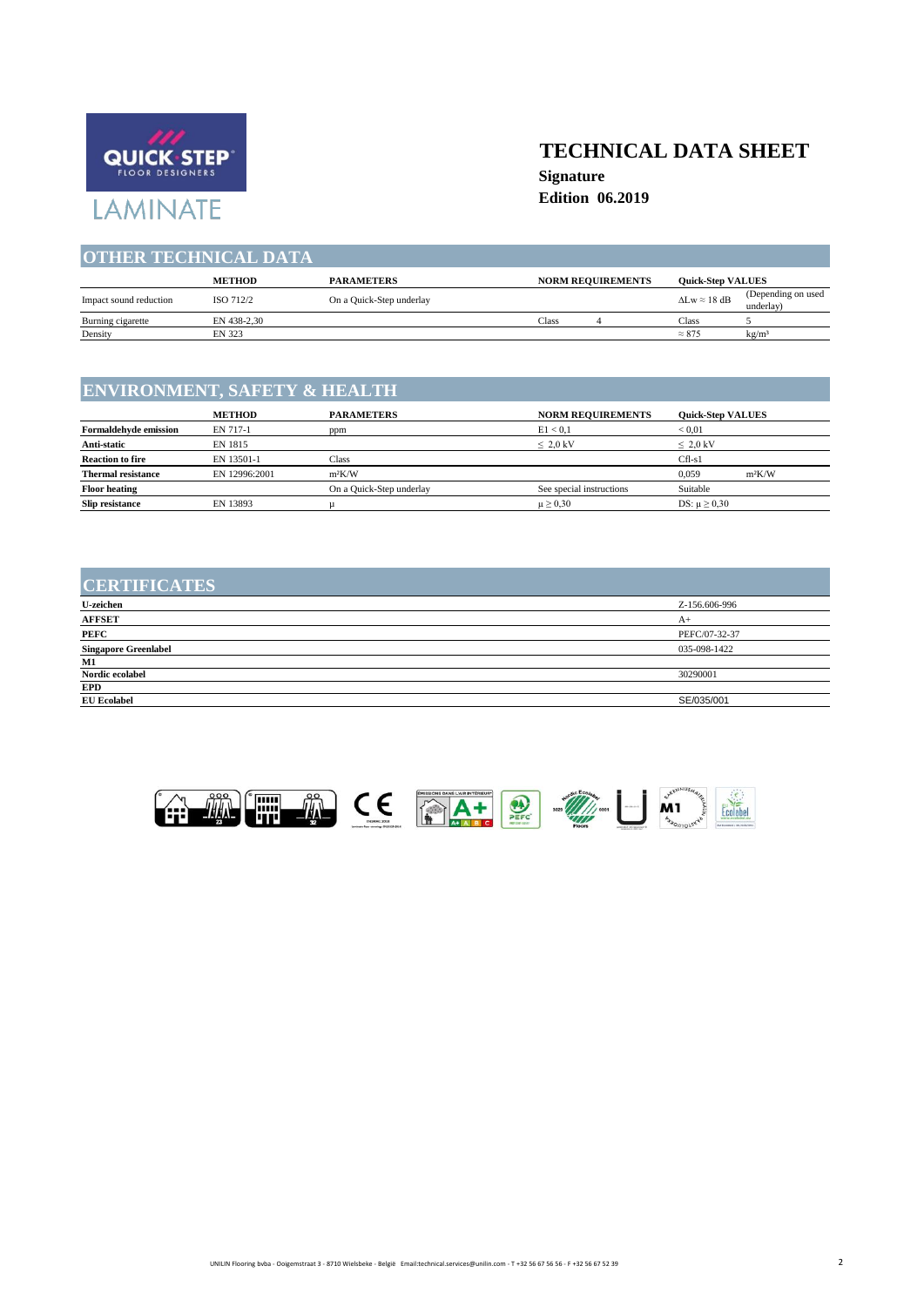# TECHNICAL DATA SHEET

**Signature**

**Edition 06.2019**

LAMINATE

## OTHER TECHNICAL DATA

| | METHOD | PARAMETERS | NORM REQUIREMENTS | | Quick-Step VALUES | |
|---|---|---|---|---|---|---|
| Impact sound reduction | ISO 712/2 | On a Quick-Step underlay | | | ΔLw ≈ 18 dB | (Depending on used underlay) |
| Burning cigarette | EN 438-2,30 | | Class | 4 | Class | 5 |
| Density | EN 323 | | | | ≈ 875 | kg/m³ |

## ENVIRONMENT, SAFETY & HEALTH

| | METHOD | PARAMETERS | NORM REQUIREMENTS | Quick-Step VALUES | |
|---|---|---|---|---|---|
| **Formaldehyde emission** | EN 717-1 | ppm | E1 < 0,1 | < 0,01 | |
| **Anti-static** | EN 1815 | | ≤ 2,0 kV | ≤ 2,0 kV | |
| **Reaction to fire** | EN 13501-1 | Class | | Cfl-s1 | |
| **Thermal resistance** | EN 12996:2001 | m²K/W | | 0,059 | m²K/W |
| **Floor heating** | | On a Quick-Step underlay | See special instructions | Suitable | |
| **Slip resistance** | EN 13893 | μ | μ ≥ 0,30 | DS: μ ≥ 0,30 | |

## CERTIFICATES

| | |
|---|---|
| **U-zeichen** | Z-156.606-996 |
| **AFFSET** | A+ |
| **PEFC** | PEFC/07-32-37 |
| **Singapore Greenlabel** | 035-098-1422 |
| **M1** | |
| **Nordic ecolabel** | 30290001 |
| **EPD** | |
| **EU Ecolabel** | SE/035/001 |

UNILIN Flooring bvba - Ooigemstraat 3 - 8710 Wielsbeke - België Email:technical.services@unilin.com - T +32 56 67 56 56 - F +32 56 67 52 39